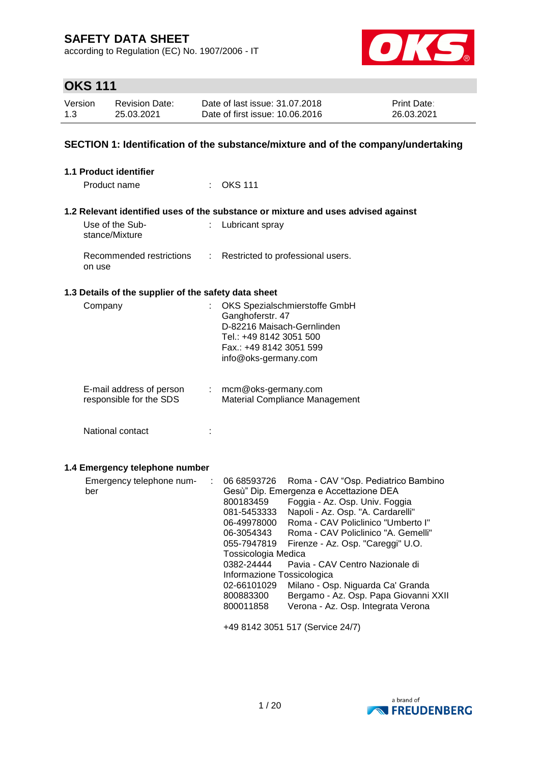# SAFETY DATA SHEET

according to Regulation (EC) No. 1907/2006 - IT

## OKS 111

| Version | Revision Date: | Date of last issue: 31.07.2018 | Print Date: |
|---|---|---|---|
| 1.3 | 25.03.2021 | Date of first issue: 10.06.2016 | 26.03.2021 |

## SECTION 1: Identification of the substance/mixture and of the company/undertaking

### 1.1 Product identifier

Product name : OKS 111

### 1.2 Relevant identified uses of the substance or mixture and uses advised against

Use of the Substance/Mixture : Lubricant spray

Recommended restrictions on use : Restricted to professional users.

### 1.3 Details of the supplier of the safety data sheet

Company : OKS Spezialschmierstoffe GmbH
Ganghoferstr. 47
D-82216 Maisach-Gernlinden
Tel.: +49 8142 3051 500
Fax.: +49 8142 3051 599
info@oks-germany.com

E-mail address of person responsible for the SDS : mcm@oks-germany.com
Material Compliance Management

National contact :

### 1.4 Emergency telephone number

Emergency telephone number :

| | |
|---|---|
| 06 68593726 | Roma - CAV "Osp. Pediatrico Bambino Gesù" Dip. Emergenza e Accettazione DEA |
| 800183459 | Foggia - Az. Osp. Univ. Foggia |
| 081-5453333 | Napoli - Az. Osp. "A. Cardarelli" |
| 06-49978000 | Roma - CAV Policlinico "Umberto I" |
| 06-3054343 | Roma - CAV Policlinico "A. Gemelli" |
| 055-7947819 | Firenze - Az. Osp. "Careggi" U.O. Tossicologia Medica |
| 0382-24444 | Pavia - CAV Centro Nazionale di Informazione Tossicologica |
| 02-66101029 | Milano - Osp. Niguarda Ca' Granda |
| 800883300 | Bergamo - Az. Osp. Papa Giovanni XXII |
| 800011858 | Verona - Az. Osp. Integrata Verona |

+49 8142 3051 517 (Service 24/7)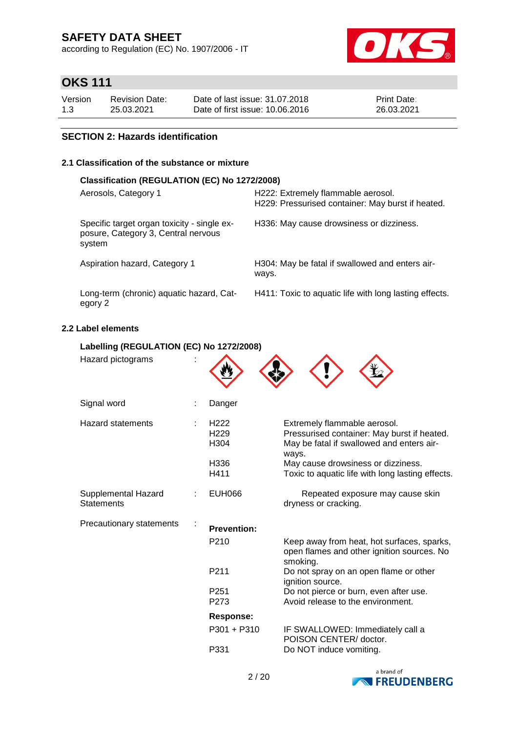## SECTION 2: Hazards identification

### 2.1 Classification of the substance or mixture

**Classification (REGULATION (EC) No 1272/2008)**

| Classification | Hazard statement |
|---|---|
| Aerosols, Category 1 | H222: Extremely flammable aerosol.<br>H229: Pressurised container: May burst if heated. |
| Specific target organ toxicity - single exposure, Category 3, Central nervous system | H336: May cause drowsiness or dizziness. |
| Aspiration hazard, Category 1 | H304: May be fatal if swallowed and enters airways. |
| Long-term (chronic) aquatic hazard, Category 2 | H411: Toxic to aquatic life with long lasting effects. |

### 2.2 Label elements

**Labelling (REGULATION (EC) No 1272/2008)**

Hazard pictograms :

Signal word : Danger

Hazard statements :

| | |
|---|---|
| H222 | Extremely flammable aerosol. |
| H229 | Pressurised container: May burst if heated. |
| H304 | May be fatal if swallowed and enters airways. |
| H336 | May cause drowsiness or dizziness. |
| H411 | Toxic to aquatic life with long lasting effects. |

Supplemental Hazard Statements :

| | |
|---|---|
| EUH066 | Repeated exposure may cause skin dryness or cracking. |

Precautionary statements :

**Prevention:**

| | |
|---|---|
| P210 | Keep away from heat, hot surfaces, sparks, open flames and other ignition sources. No smoking. |
| P211 | Do not spray on an open flame or other ignition source. |
| P251 | Do not pierce or burn, even after use. |
| P273 | Avoid release to the environment. |

**Response:**

| | |
|---|---|
| P301 + P310 | IF SWALLOWED: Immediately call a POISON CENTER/ doctor. |
| P331 | Do NOT induce vomiting. |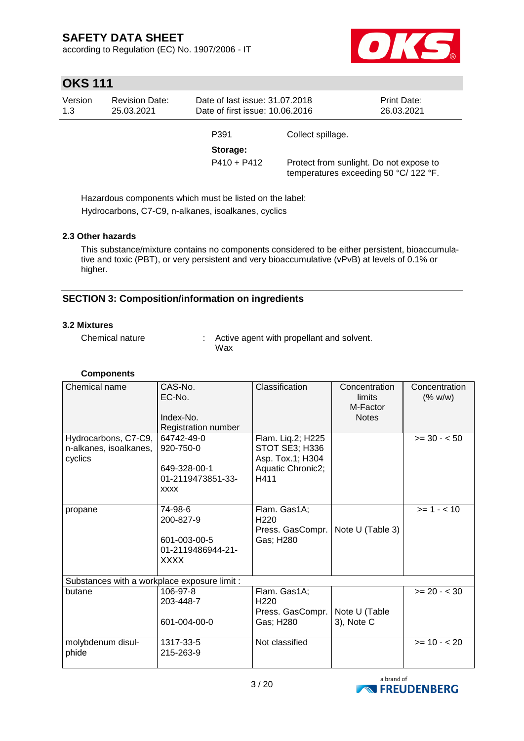| | |
|---|---|
| P391 | Collect spillage. |
| **Storage:** | |
| P410 + P412 | Protect from sunlight. Do not expose to temperatures exceeding 50 °C/ 122 °F. |

Hazardous components which must be listed on the label:
Hydrocarbons, C7-C9, n-alkanes, isoalkanes, cyclics

### 2.3 Other hazards

This substance/mixture contains no components considered to be either persistent, bioaccumulative and toxic (PBT), or very persistent and very bioaccumulative (vPvB) at levels of 0.1% or higher.

## SECTION 3: Composition/information on ingredients

### 3.2 Mixtures

Chemical nature : Active agent with propellant and solvent.
Wax

**Components**

| Chemical name | CAS-No.<br>EC-No.<br><br>Index-No.<br>Registration number | Classification | Concentration limits<br>M-Factor<br>Notes | Concentration (% w/w) |
|---|---|---|---|---|
| Hydrocarbons, C7-C9, n-alkanes, isoalkanes, cyclics | 64742-49-0<br>920-750-0<br><br>649-328-00-1<br>01-2119473851-33-xxxx | Flam. Liq.2; H225<br>STOT SE3; H336<br>Asp. Tox.1; H304<br>Aquatic Chronic2; H411 | | >= 30 - < 50 |
| propane | 74-98-6<br>200-827-9<br><br>601-003-00-5<br>01-2119486944-21-XXXX | Flam. Gas1A; H220<br>Press. GasCompr. Gas; H280 | Note U (Table 3) | >= 1 - < 10 |
| Substances with a workplace exposure limit : | | | | |
| butane | 106-97-8<br>203-448-7<br><br>601-004-00-0 | Flam. Gas1A; H220<br>Press. GasCompr. Gas; H280 | Note U (Table 3), Note C | >= 20 - < 30 |
| molybdenum disulphide | 1317-33-5<br>215-263-9 | Not classified | | >= 10 - < 20 |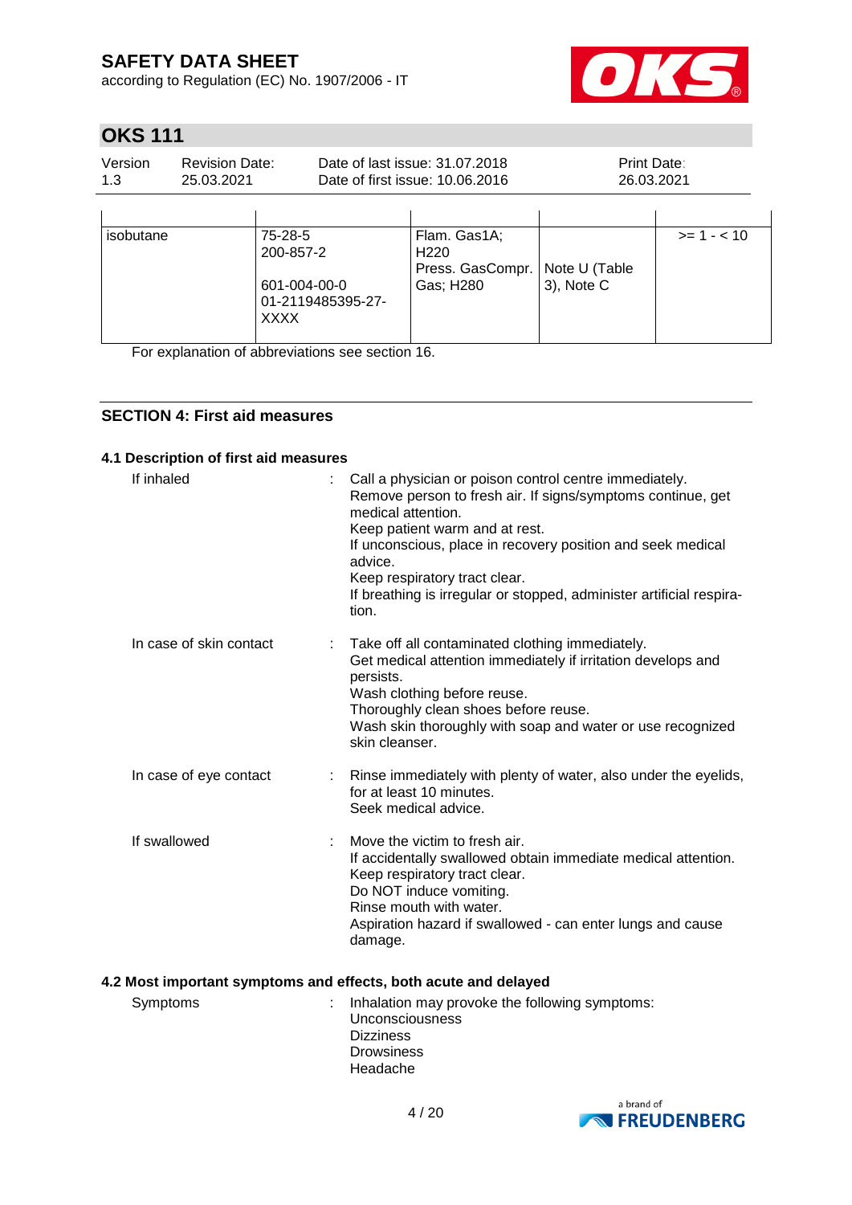| | | | | |
|---|---|---|---|---|
| isobutane | 75-28-5<br>200-857-2<br><br>601-004-00-0<br>01-2119485395-27-XXXX | Flam. Gas1A; H220<br>Press. GasCompr. Gas; H280 | Note U (Table 3), Note C | >= 1 - < 10 |

For explanation of abbreviations see section 16.

## SECTION 4: First aid measures

### 4.1 Description of first aid measures

If inhaled : Call a physician or poison control centre immediately.
Remove person to fresh air. If signs/symptoms continue, get medical attention.
Keep patient warm and at rest.
If unconscious, place in recovery position and seek medical advice.
Keep respiratory tract clear.
If breathing is irregular or stopped, administer artificial respiration.

In case of skin contact : Take off all contaminated clothing immediately.
Get medical attention immediately if irritation develops and persists.
Wash clothing before reuse.
Thoroughly clean shoes before reuse.
Wash skin thoroughly with soap and water or use recognized skin cleanser.

In case of eye contact : Rinse immediately with plenty of water, also under the eyelids, for at least 10 minutes.
Seek medical advice.

If swallowed : Move the victim to fresh air.
If accidentally swallowed obtain immediate medical attention.
Keep respiratory tract clear.
Do NOT induce vomiting.
Rinse mouth with water.
Aspiration hazard if swallowed - can enter lungs and cause damage.

### 4.2 Most important symptoms and effects, both acute and delayed

Symptoms : Inhalation may provoke the following symptoms:
Unconsciousness
Dizziness
Drowsiness
Headache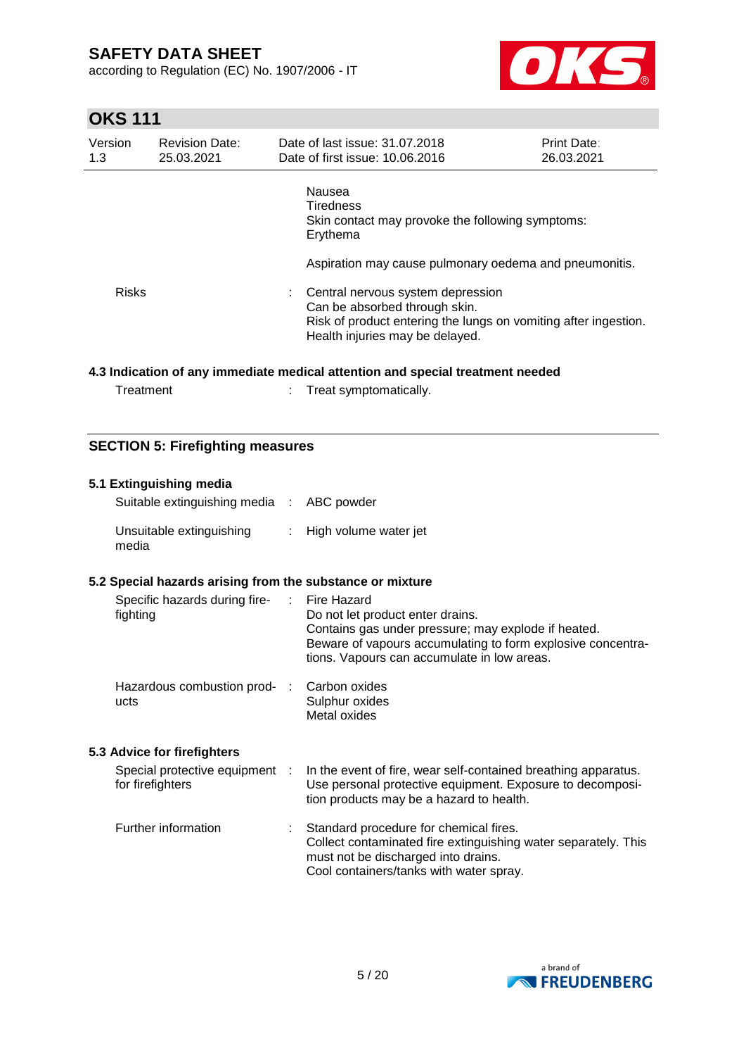Nausea
Tiredness
Skin contact may provoke the following symptoms:
Erythema

Aspiration may cause pulmonary oedema and pneumonitis.

| | | |
|---|---|---|
| Risks | : | Central nervous system depression<br>Can be absorbed through skin.<br>Risk of product entering the lungs on vomiting after ingestion.<br>Health injuries may be delayed. |

### 4.3 Indication of any immediate medical attention and special treatment needed

| | | |
|---|---|---|
| Treatment | : | Treat symptomatically. |

## SECTION 5: Firefighting measures

### 5.1 Extinguishing media

| | | |
|---|---|---|
| Suitable extinguishing media | : | ABC powder |
| Unsuitable extinguishing media | : | High volume water jet |

### 5.2 Special hazards arising from the substance or mixture

| | | |
|---|---|---|
| Specific hazards during fire-fighting | : | Fire Hazard<br>Do not let product enter drains.<br>Contains gas under pressure; may explode if heated.<br>Beware of vapours accumulating to form explosive concentrations. Vapours can accumulate in low areas. |
| Hazardous combustion products | : | Carbon oxides<br>Sulphur oxides<br>Metal oxides |

### 5.3 Advice for firefighters

| | | |
|---|---|---|
| Special protective equipment for firefighters | : | In the event of fire, wear self-contained breathing apparatus.<br>Use personal protective equipment. Exposure to decomposition products may be a hazard to health. |
| Further information | : | Standard procedure for chemical fires.<br>Collect contaminated fire extinguishing water separately. This must not be discharged into drains.<br>Cool containers/tanks with water spray. |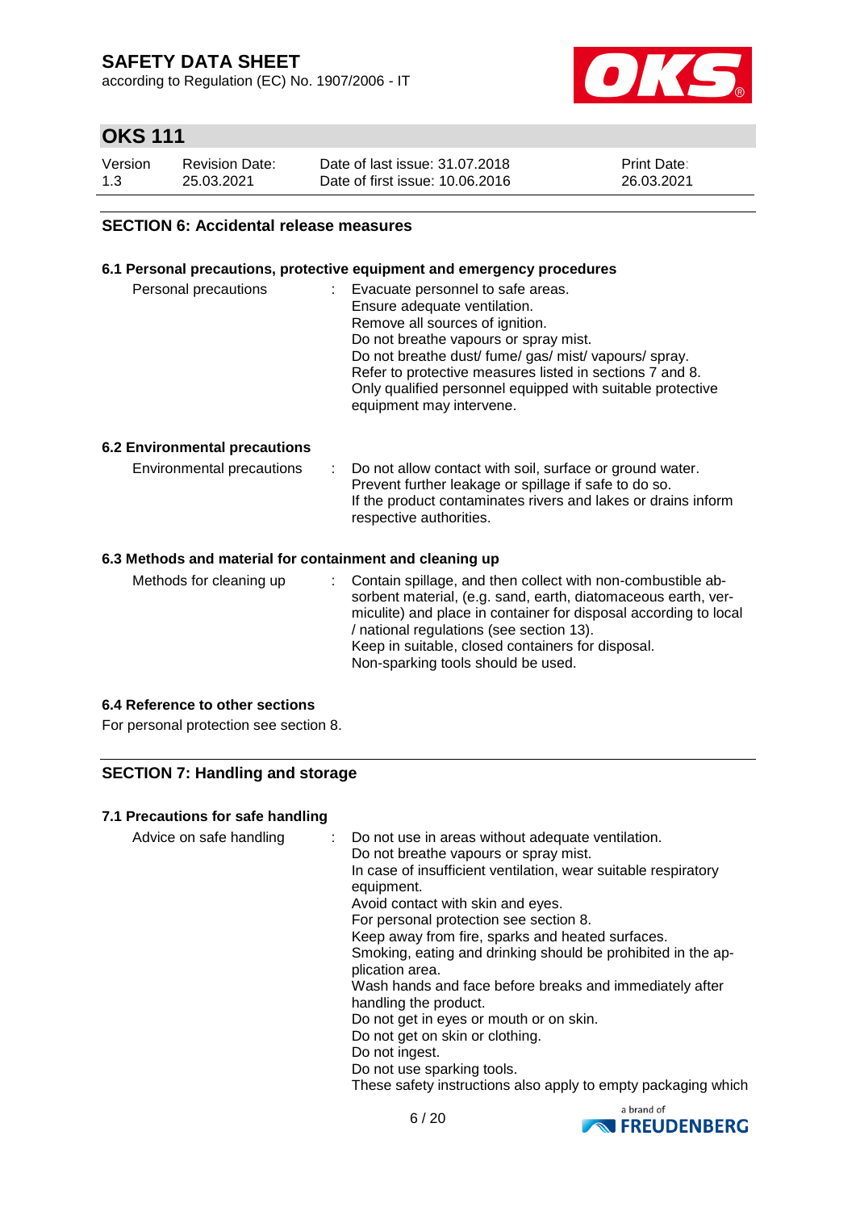## SECTION 6: Accidental release measures

### 6.1 Personal precautions, protective equipment and emergency procedures

| | | |
|---|---|---|
| Personal precautions | : | Evacuate personnel to safe areas.<br>Ensure adequate ventilation.<br>Remove all sources of ignition.<br>Do not breathe vapours or spray mist.<br>Do not breathe dust/ fume/ gas/ mist/ vapours/ spray.<br>Refer to protective measures listed in sections 7 and 8.<br>Only qualified personnel equipped with suitable protective equipment may intervene. |

### 6.2 Environmental precautions

| | | |
|---|---|---|
| Environmental precautions | : | Do not allow contact with soil, surface or ground water.<br>Prevent further leakage or spillage if safe to do so.<br>If the product contaminates rivers and lakes or drains inform respective authorities. |

### 6.3 Methods and material for containment and cleaning up

| | | |
|---|---|---|
| Methods for cleaning up | : | Contain spillage, and then collect with non-combustible absorbent material, (e.g. sand, earth, diatomaceous earth, vermiculite) and place in container for disposal according to local / national regulations (see section 13).<br>Keep in suitable, closed containers for disposal.<br>Non-sparking tools should be used. |

### 6.4 Reference to other sections

For personal protection see section 8.

## SECTION 7: Handling and storage

### 7.1 Precautions for safe handling

| | | |
|---|---|---|
| Advice on safe handling | : | Do not use in areas without adequate ventilation.<br>Do not breathe vapours or spray mist.<br>In case of insufficient ventilation, wear suitable respiratory equipment.<br>Avoid contact with skin and eyes.<br>For personal protection see section 8.<br>Keep away from fire, sparks and heated surfaces.<br>Smoking, eating and drinking should be prohibited in the application area.<br>Wash hands and face before breaks and immediately after handling the product.<br>Do not get in eyes or mouth or on skin.<br>Do not get on skin or clothing.<br>Do not ingest.<br>Do not use sparking tools.<br>These safety instructions also apply to empty packaging which |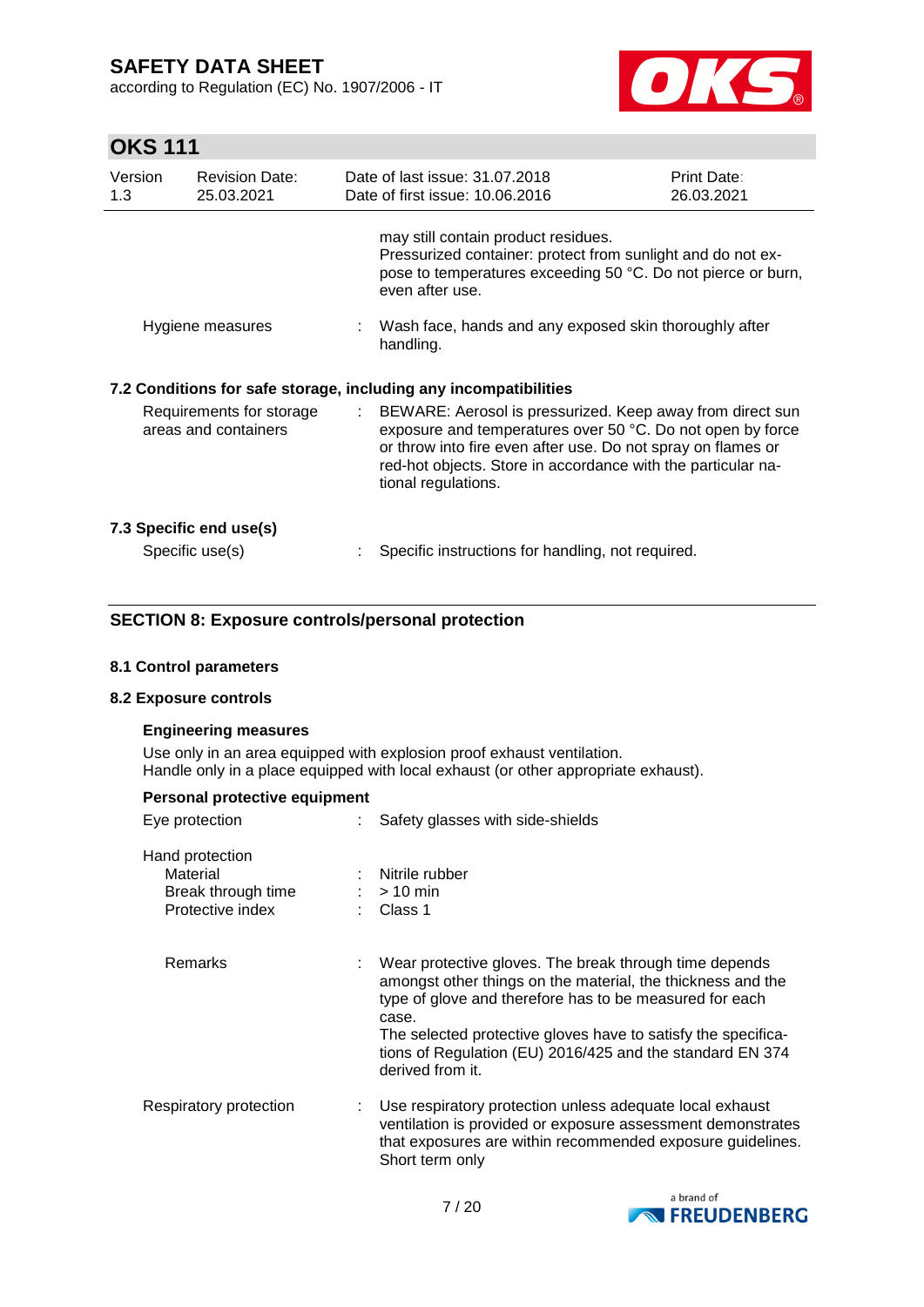may still contain product residues.
Pressurized container: protect from sunlight and do not expose to temperatures exceeding 50 °C. Do not pierce or burn, even after use.

Hygiene measures : Wash face, hands and any exposed skin thoroughly after handling.

### 7.2 Conditions for safe storage, including any incompatibilities

Requirements for storage areas and containers : BEWARE: Aerosol is pressurized. Keep away from direct sun exposure and temperatures over 50 °C. Do not open by force or throw into fire even after use. Do not spray on flames or red-hot objects. Store in accordance with the particular national regulations.

### 7.3 Specific end use(s)

Specific use(s) : Specific instructions for handling, not required.

## SECTION 8: Exposure controls/personal protection

### 8.1 Control parameters

### 8.2 Exposure controls

**Engineering measures**

Use only in an area equipped with explosion proof exhaust ventilation.
Handle only in a place equipped with local exhaust (or other appropriate exhaust).

**Personal protective equipment**

Eye protection : Safety glasses with side-shields

Hand protection
- Material : Nitrile rubber
- Break through time : > 10 min
- Protective index : Class 1

Remarks : Wear protective gloves. The break through time depends amongst other things on the material, the thickness and the type of glove and therefore has to be measured for each case.
The selected protective gloves have to satisfy the specifications of Regulation (EU) 2016/425 and the standard EN 374 derived from it.

Respiratory protection : Use respiratory protection unless adequate local exhaust ventilation is provided or exposure assessment demonstrates that exposures are within recommended exposure guidelines.
Short term only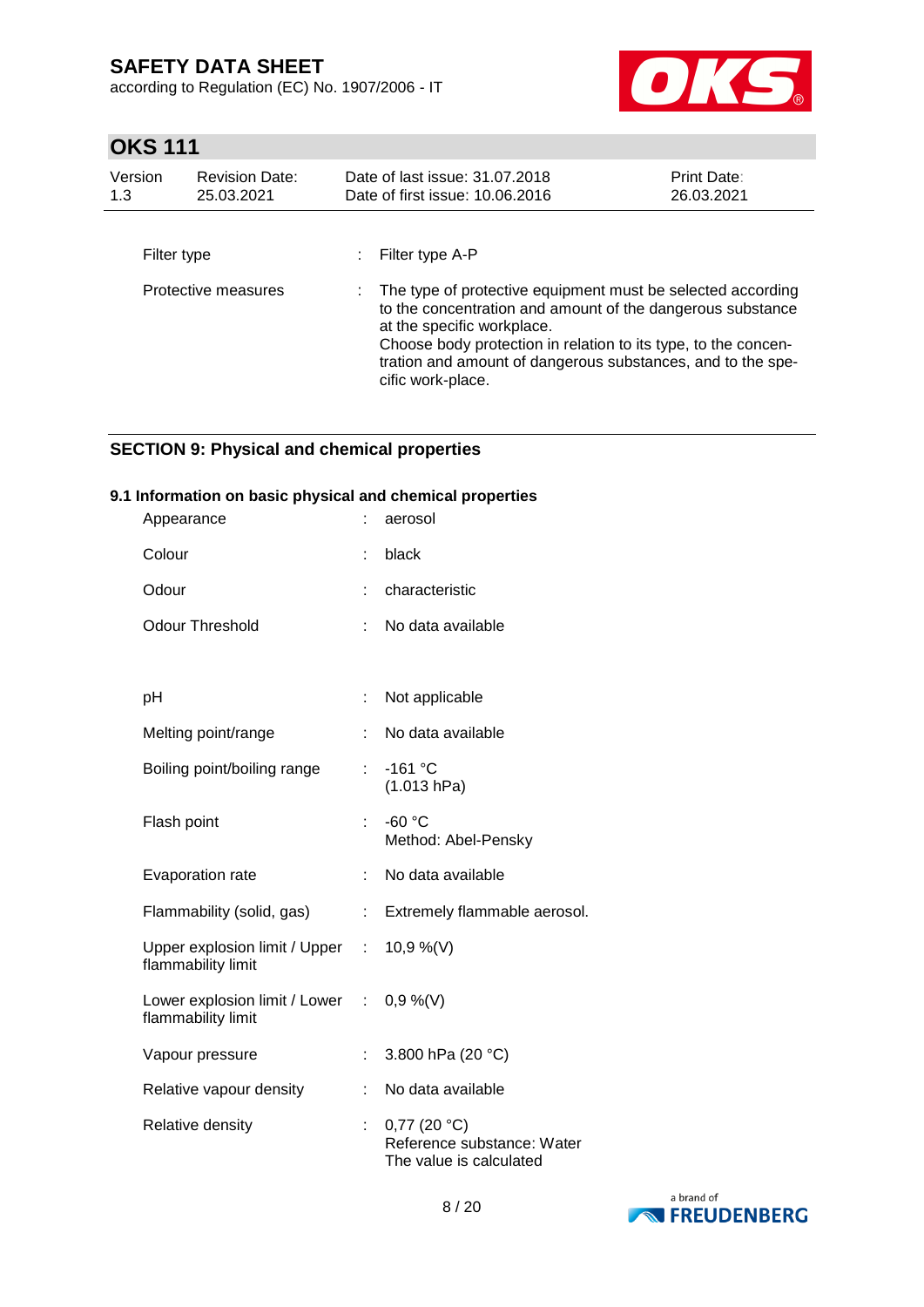| | | |
|---|---|---|
| Filter type | : | Filter type A-P |
| Protective measures | : | The type of protective equipment must be selected according to the concentration and amount of the dangerous substance at the specific workplace.<br>Choose body protection in relation to its type, to the concentration and amount of dangerous substances, and to the specific work-place. |

## SECTION 9: Physical and chemical properties

### 9.1 Information on basic physical and chemical properties

| | | |
|---|---|---|
| Appearance | : | aerosol |
| Colour | : | black |
| Odour | : | characteristic |
| Odour Threshold | : | No data available |
| pH | : | Not applicable |
| Melting point/range | : | No data available |
| Boiling point/boiling range | : | -161 °C<br>(1.013 hPa) |
| Flash point | : | -60 °C<br>Method: Abel-Pensky |
| Evaporation rate | : | No data available |
| Flammability (solid, gas) | : | Extremely flammable aerosol. |
| Upper explosion limit / Upper flammability limit | : | 10,9 %(V) |
| Lower explosion limit / Lower flammability limit | : | 0,9 %(V) |
| Vapour pressure | : | 3.800 hPa (20 °C) |
| Relative vapour density | : | No data available |
| Relative density | : | 0,77 (20 °C)<br>Reference substance: Water<br>The value is calculated |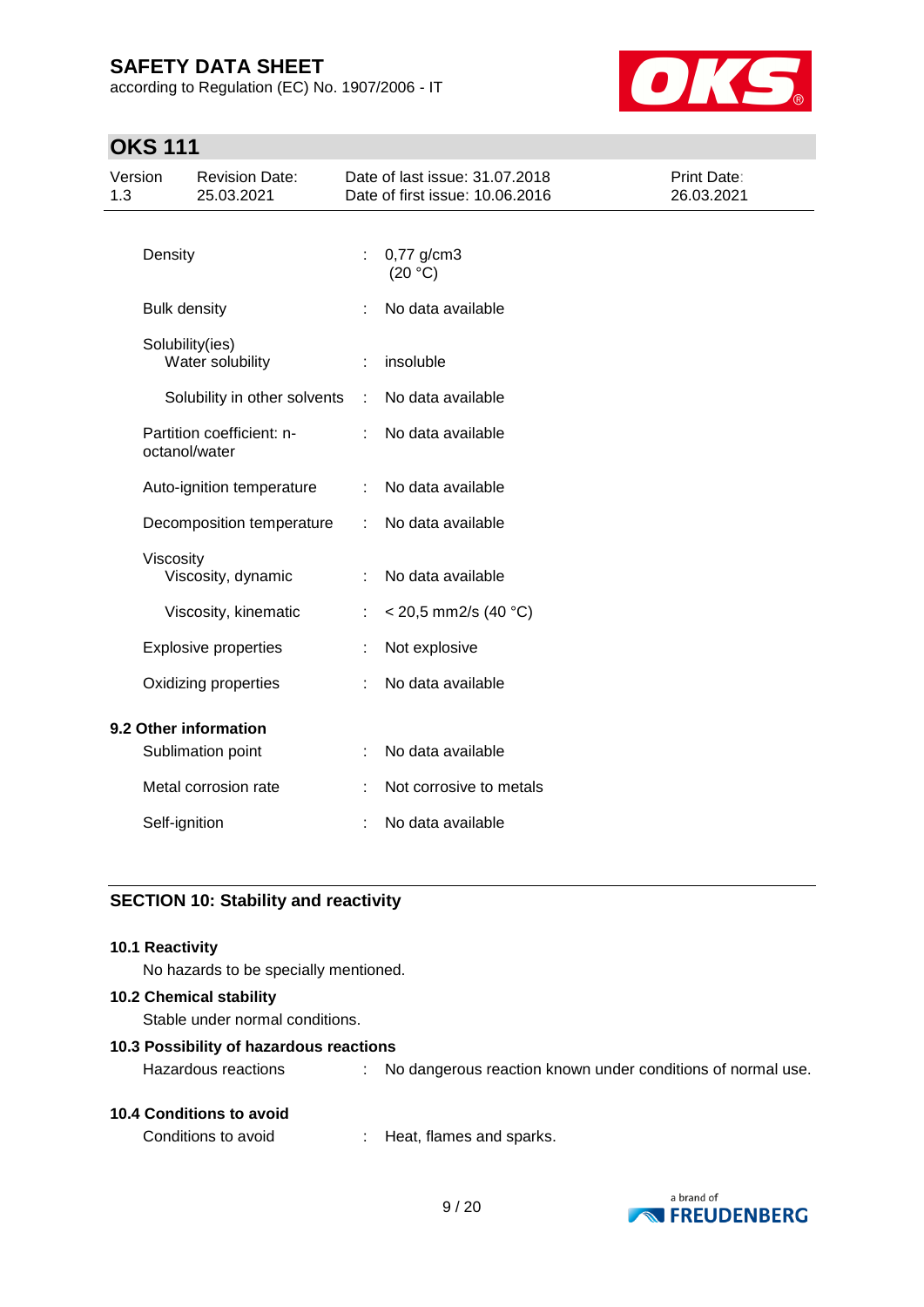| | | |
|---|---|---|
| Density | : | 0,77 g/cm3 (20 °C) |
| Bulk density | : | No data available |
| Solubility(ies) | | |
| Water solubility | : | insoluble |
| Solubility in other solvents | : | No data available |
| Partition coefficient: n-octanol/water | : | No data available |
| Auto-ignition temperature | : | No data available |
| Decomposition temperature | : | No data available |
| Viscosity | | |
| Viscosity, dynamic | : | No data available |
| Viscosity, kinematic | : | < 20,5 mm2/s (40 °C) |
| Explosive properties | : | Not explosive |
| Oxidizing properties | : | No data available |

**9.2 Other information**

| | | |
|---|---|---|
| Sublimation point | : | No data available |
| Metal corrosion rate | : | Not corrosive to metals |
| Self-ignition | : | No data available |

## SECTION 10: Stability and reactivity

**10.1 Reactivity**

No hazards to be specially mentioned.

**10.2 Chemical stability**

Stable under normal conditions.

**10.3 Possibility of hazardous reactions**

Hazardous reactions : No dangerous reaction known under conditions of normal use.

**10.4 Conditions to avoid**

Conditions to avoid : Heat, flames and sparks.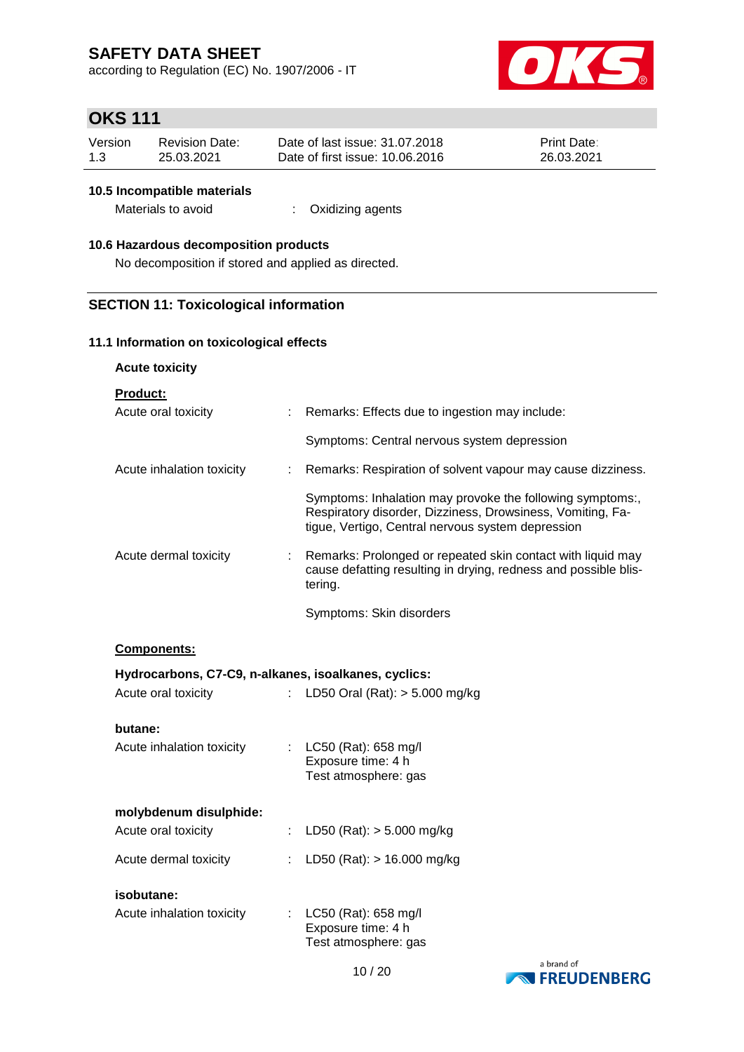#### 10.5 Incompatible materials

Materials to avoid : Oxidizing agents

#### 10.6 Hazardous decomposition products

No decomposition if stored and applied as directed.

## SECTION 11: Toxicological information

### 11.1 Information on toxicological effects

**Acute toxicity**

**Product:**

Acute oral toxicity : Remarks: Effects due to ingestion may include:

Symptoms: Central nervous system depression

Acute inhalation toxicity : Remarks: Respiration of solvent vapour may cause dizziness.

Symptoms: Inhalation may provoke the following symptoms:, Respiratory disorder, Dizziness, Drowsiness, Vomiting, Fatigue, Vertigo, Central nervous system depression

Acute dermal toxicity : Remarks: Prolonged or repeated skin contact with liquid may cause defatting resulting in drying, redness and possible blistering.

Symptoms: Skin disorders

**Components:**

**Hydrocarbons, C7-C9, n-alkanes, isoalkanes, cyclics:**

Acute oral toxicity : LD50 Oral (Rat): > 5.000 mg/kg

**butane:**

Acute inhalation toxicity : LC50 (Rat): 658 mg/l
Exposure time: 4 h
Test atmosphere: gas

**molybdenum disulphide:**

Acute oral toxicity : LD50 (Rat): > 5.000 mg/kg

Acute dermal toxicity : LD50 (Rat): > 16.000 mg/kg

**isobutane:**

Acute inhalation toxicity : LC50 (Rat): 658 mg/l
Exposure time: 4 h
Test atmosphere: gas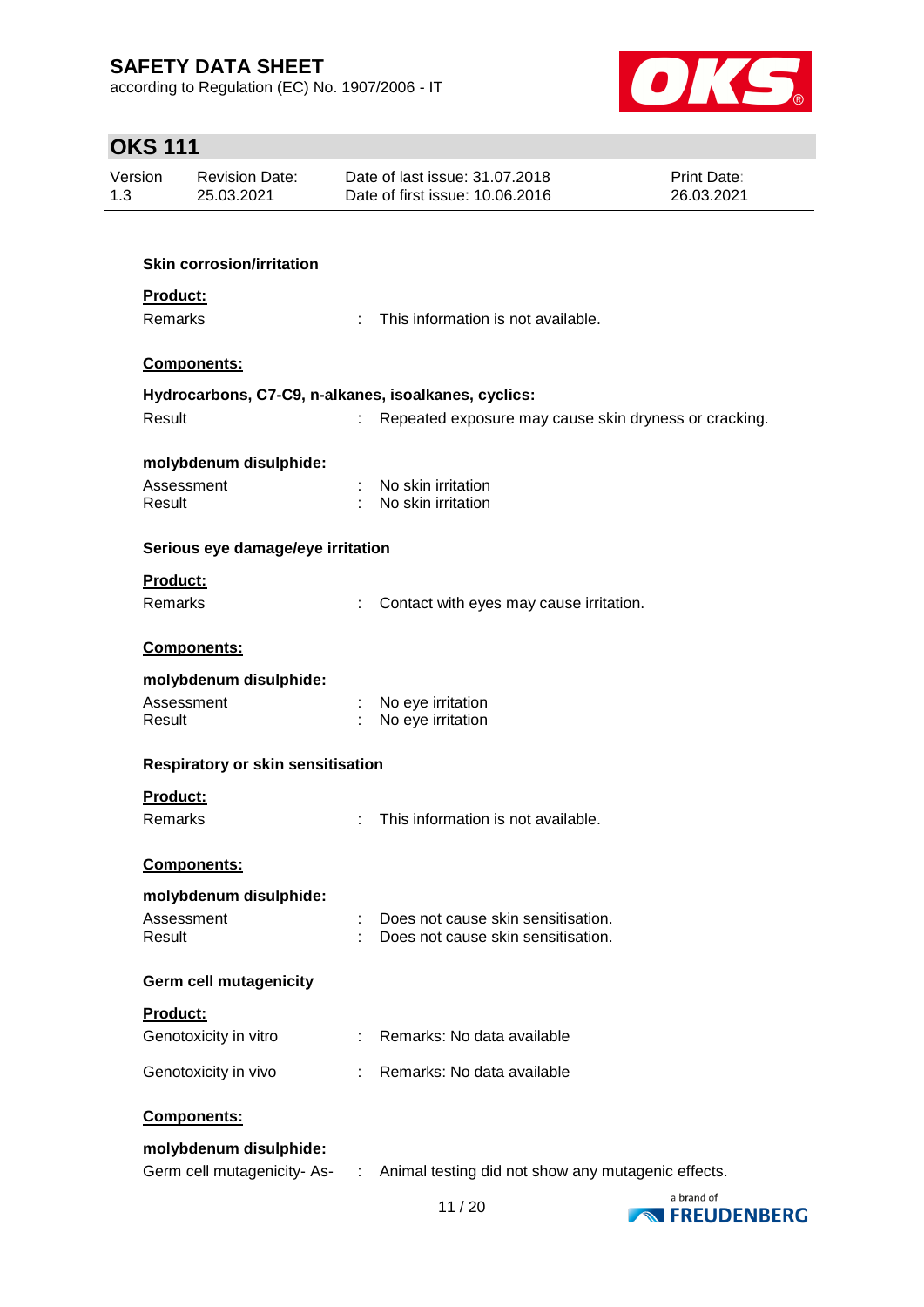**Skin corrosion/irritation**

**Product:**

Remarks : This information is not available.

**Components:**

**Hydrocarbons, C7-C9, n-alkanes, isoalkanes, cyclics:**

Result : Repeated exposure may cause skin dryness or cracking.

**molybdenum disulphide:**

Assessment : No skin irritation
Result : No skin irritation

**Serious eye damage/eye irritation**

**Product:**

Remarks : Contact with eyes may cause irritation.

**Components:**

**molybdenum disulphide:**

Assessment : No eye irritation
Result : No eye irritation

**Respiratory or skin sensitisation**

**Product:**

Remarks : This information is not available.

**Components:**

**molybdenum disulphide:**

Assessment : Does not cause skin sensitisation.
Result : Does not cause skin sensitisation.

**Germ cell mutagenicity**

**Product:**

Genotoxicity in vitro : Remarks: No data available

Genotoxicity in vivo : Remarks: No data available

**Components:**

**molybdenum disulphide:**

Germ cell mutagenicity- As- : Animal testing did not show any mutagenic effects.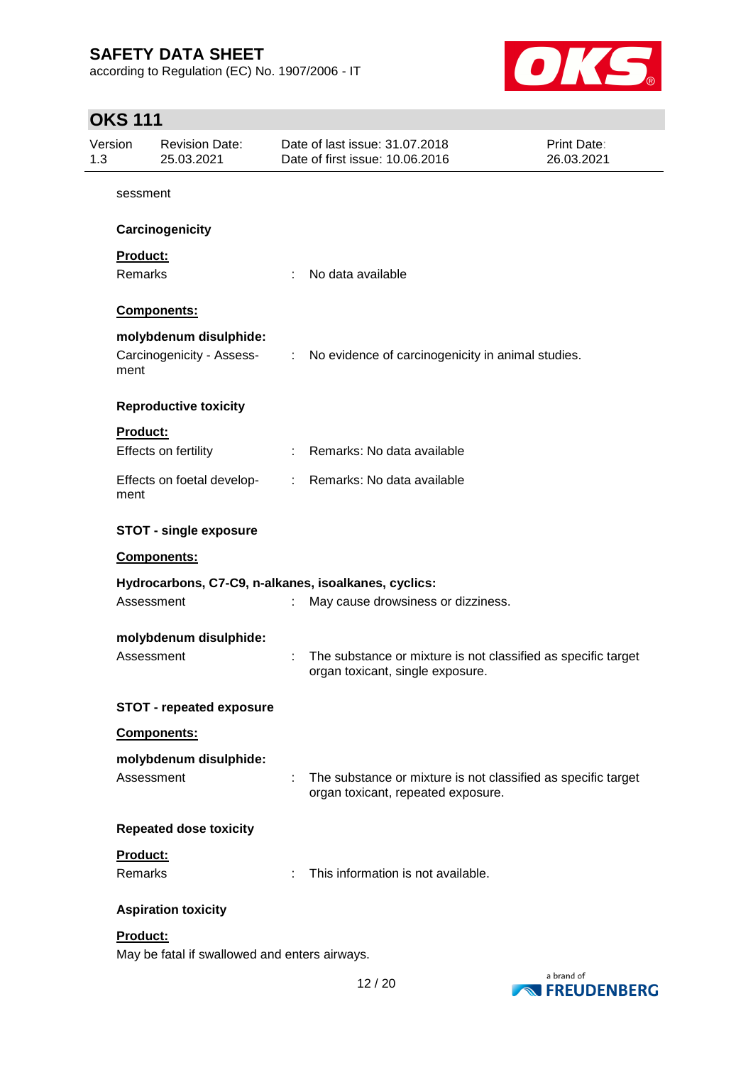sessment

**Carcinogenicity**

**Product:**

| | | |
|---|---|---|
| Remarks | : | No data available |

**Components:**

**molybdenum disulphide:**

| | | |
|---|---|---|
| Carcinogenicity - Assessment | : | No evidence of carcinogenicity in animal studies. |

**Reproductive toxicity**

**Product:**

| | | |
|---|---|---|
| Effects on fertility | : | Remarks: No data available |
| Effects on foetal development | : | Remarks: No data available |

**STOT - single exposure**

**Components:**

**Hydrocarbons, C7-C9, n-alkanes, isoalkanes, cyclics:**

| | | |
|---|---|---|
| Assessment | : | May cause drowsiness or dizziness. |

**molybdenum disulphide:**

| | | |
|---|---|---|
| Assessment | : | The substance or mixture is not classified as specific target organ toxicant, single exposure. |

**STOT - repeated exposure**

**Components:**

**molybdenum disulphide:**

| | | |
|---|---|---|
| Assessment | : | The substance or mixture is not classified as specific target organ toxicant, repeated exposure. |

**Repeated dose toxicity**

**Product:**

| | | |
|---|---|---|
| Remarks | : | This information is not available. |

**Aspiration toxicity**

**Product:**

May be fatal if swallowed and enters airways.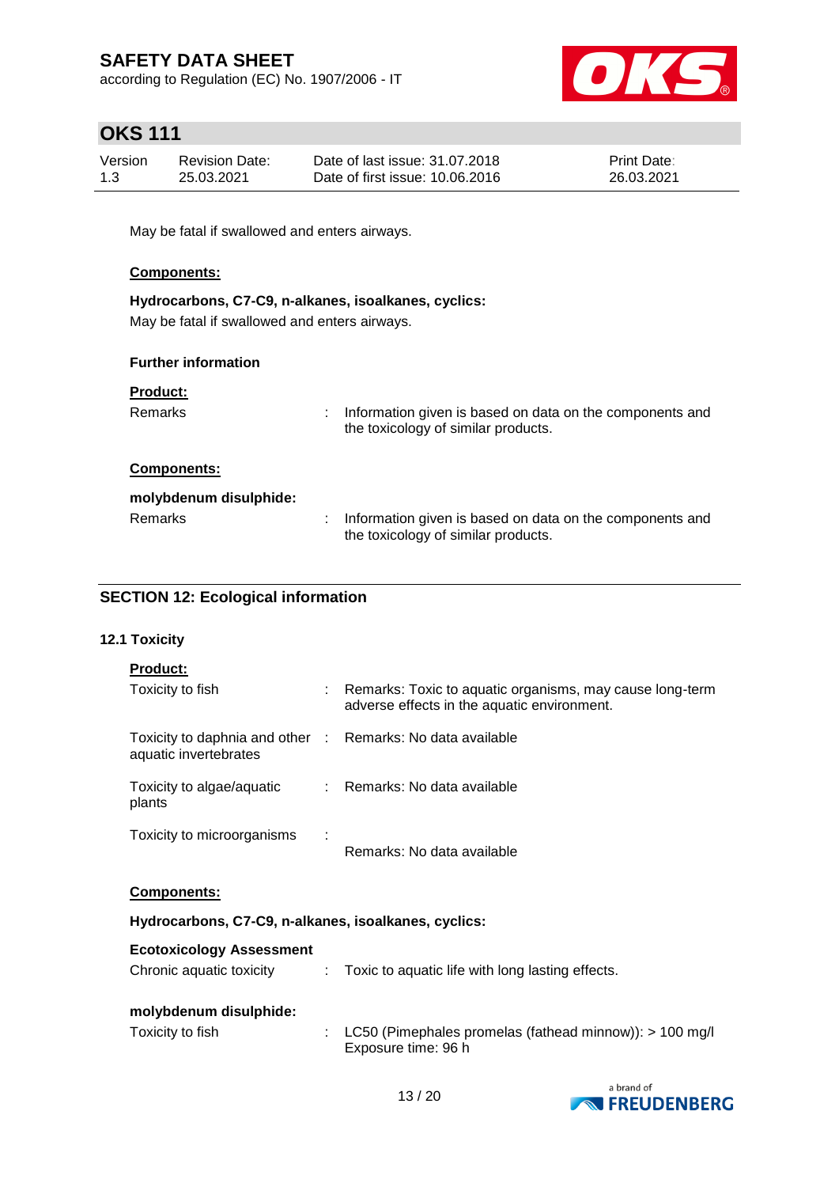May be fatal if swallowed and enters airways.

**Components:**

**Hydrocarbons, C7-C9, n-alkanes, isoalkanes, cyclics:**

May be fatal if swallowed and enters airways.

**Further information**

**Product:**

| | | |
|---|---|---|
| Remarks | : | Information given is based on data on the components and the toxicology of similar products. |

**Components:**

**molybdenum disulphide:**

| | | |
|---|---|---|
| Remarks | : | Information given is based on data on the components and the toxicology of similar products. |

## SECTION 12: Ecological information

### 12.1 Toxicity

**Product:**

| | | |
|---|---|---|
| Toxicity to fish | : | Remarks: Toxic to aquatic organisms, may cause long-term adverse effects in the aquatic environment. |
| Toxicity to daphnia and other aquatic invertebrates | : | Remarks: No data available |
| Toxicity to algae/aquatic plants | : | Remarks: No data available |
| Toxicity to microorganisms | : | Remarks: No data available |

**Components:**

**Hydrocarbons, C7-C9, n-alkanes, isoalkanes, cyclics:**

**Ecotoxicology Assessment**

| | | |
|---|---|---|
| Chronic aquatic toxicity | : | Toxic to aquatic life with long lasting effects. |

**molybdenum disulphide:**

| | | |
|---|---|---|
| Toxicity to fish | : | LC50 (Pimephales promelas (fathead minnow)): > 100 mg/l<br>Exposure time: 96 h |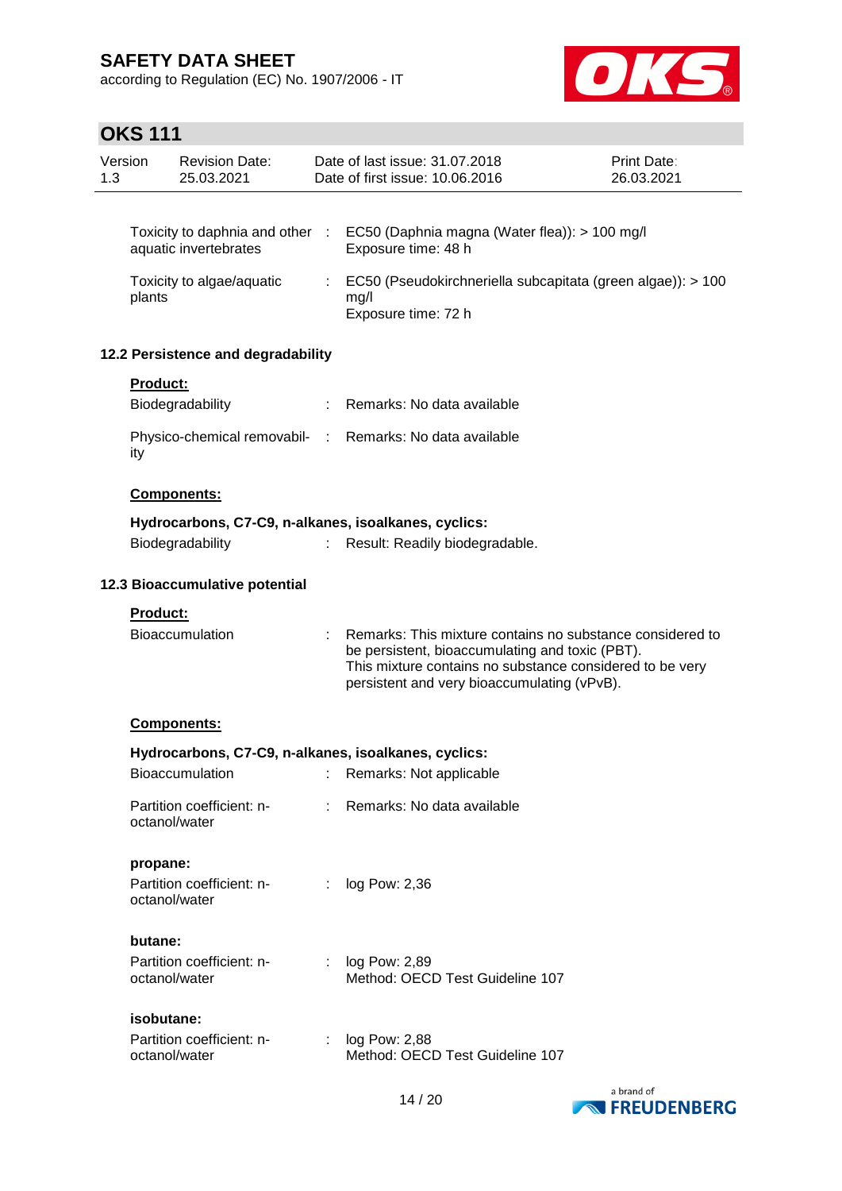| | | |
|---|---|---|
| Toxicity to daphnia and other aquatic invertebrates | : | EC50 (Daphnia magna (Water flea)): > 100 mg/l<br>Exposure time: 48 h |
| Toxicity to algae/aquatic plants | : | EC50 (Pseudokirchneriella subcapitata (green algae)): > 100 mg/l<br>Exposure time: 72 h |

### 12.2 Persistence and degradability

**Product:**

| | | |
|---|---|---|
| Biodegradability | : | Remarks: No data available |
| Physico-chemical removability | : | Remarks: No data available |

**Components:**

**Hydrocarbons, C7-C9, n-alkanes, isoalkanes, cyclics:**

| | | |
|---|---|---|
| Biodegradability | : | Result: Readily biodegradable. |

### 12.3 Bioaccumulative potential

**Product:**

| | | |
|---|---|---|
| Bioaccumulation | : | Remarks: This mixture contains no substance considered to be persistent, bioaccumulating and toxic (PBT).<br>This mixture contains no substance considered to be very persistent and very bioaccumulating (vPvB). |

**Components:**

**Hydrocarbons, C7-C9, n-alkanes, isoalkanes, cyclics:**

| | | |
|---|---|---|
| Bioaccumulation | : | Remarks: Not applicable |
| Partition coefficient: n-octanol/water | : | Remarks: No data available |

**propane:**

| | | |
|---|---|---|
| Partition coefficient: n-octanol/water | : | log Pow: 2,36 |

**butane:**

| | | |
|---|---|---|
| Partition coefficient: n-octanol/water | : | log Pow: 2,89<br>Method: OECD Test Guideline 107 |

**isobutane:**

| | | |
|---|---|---|
| Partition coefficient: n-octanol/water | : | log Pow: 2,88<br>Method: OECD Test Guideline 107 |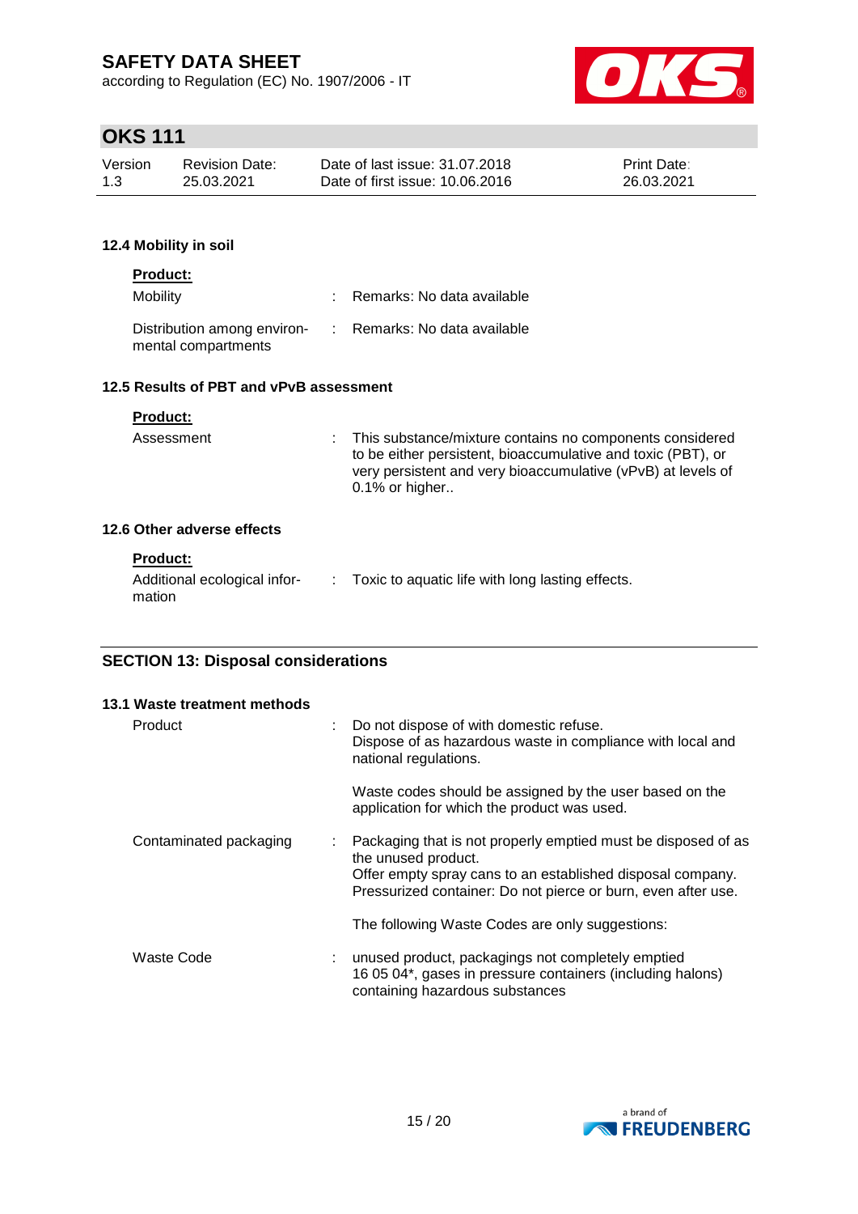### 12.4 Mobility in soil

**Product:**

| | | |
|---|---|---|
| Mobility | : | Remarks: No data available |
| Distribution among environmental compartments | : | Remarks: No data available |

### 12.5 Results of PBT and vPvB assessment

**Product:**

| | | |
|---|---|---|
| Assessment | : | This substance/mixture contains no components considered to be either persistent, bioaccumulative and toxic (PBT), or very persistent and very bioaccumulative (vPvB) at levels of 0.1% or higher.. |

### 12.6 Other adverse effects

**Product:**

| | | |
|---|---|---|
| Additional ecological information | : | Toxic to aquatic life with long lasting effects. |

## SECTION 13: Disposal considerations

### 13.1 Waste treatment methods

| | | |
|---|---|---|
| Product | : | Do not dispose of with domestic refuse.<br>Dispose of as hazardous waste in compliance with local and national regulations.<br><br>Waste codes should be assigned by the user based on the application for which the product was used. |
| Contaminated packaging | : | Packaging that is not properly emptied must be disposed of as the unused product.<br>Offer empty spray cans to an established disposal company.<br>Pressurized container: Do not pierce or burn, even after use.<br><br>The following Waste Codes are only suggestions: |
| Waste Code | : | unused product, packagings not completely emptied<br>16 05 04*, gases in pressure containers (including halons) containing hazardous substances |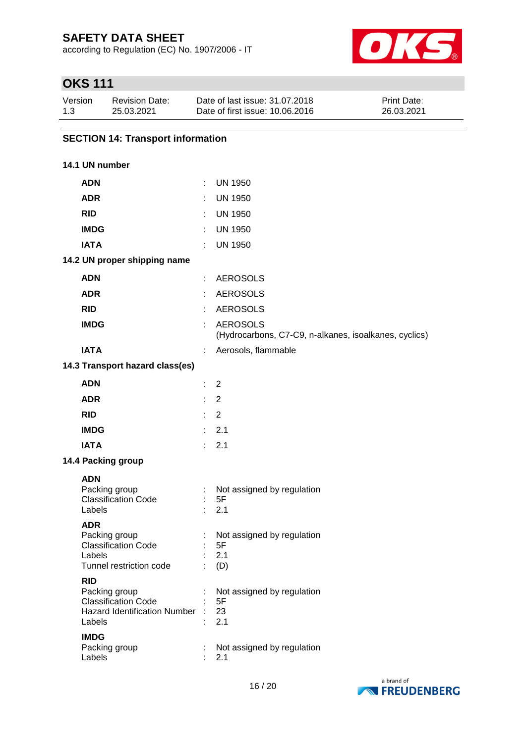## SECTION 14: Transport information

### 14.1 UN number

| | | |
|---|---|---|
| **ADN** | : | UN 1950 |
| **ADR** | : | UN 1950 |
| **RID** | : | UN 1950 |
| **IMDG** | : | UN 1950 |
| **IATA** | : | UN 1950 |

### 14.2 UN proper shipping name

| | | |
|---|---|---|
| **ADN** | : | AEROSOLS |
| **ADR** | : | AEROSOLS |
| **RID** | : | AEROSOLS |
| **IMDG** | : | AEROSOLS (Hydrocarbons, C7-C9, n-alkanes, isoalkanes, cyclics) |
| **IATA** | : | Aerosols, flammable |

### 14.3 Transport hazard class(es)

| | | |
|---|---|---|
| **ADN** | : | 2 |
| **ADR** | : | 2 |
| **RID** | : | 2 |
| **IMDG** | : | 2.1 |
| **IATA** | : | 2.1 |

### 14.4 Packing group

**ADN**

| | | |
|---|---|---|
| Packing group | : | Not assigned by regulation |
| Classification Code | : | 5F |
| Labels | : | 2.1 |

**ADR**

| | | |
|---|---|---|
| Packing group | : | Not assigned by regulation |
| Classification Code | : | 5F |
| Labels | : | 2.1 |
| Tunnel restriction code | : | (D) |

**RID**

| | | |
|---|---|---|
| Packing group | : | Not assigned by regulation |
| Classification Code | : | 5F |
| Hazard Identification Number | : | 23 |
| Labels | : | 2.1 |

**IMDG**

| | | |
|---|---|---|
| Packing group | : | Not assigned by regulation |
| Labels | : | 2.1 |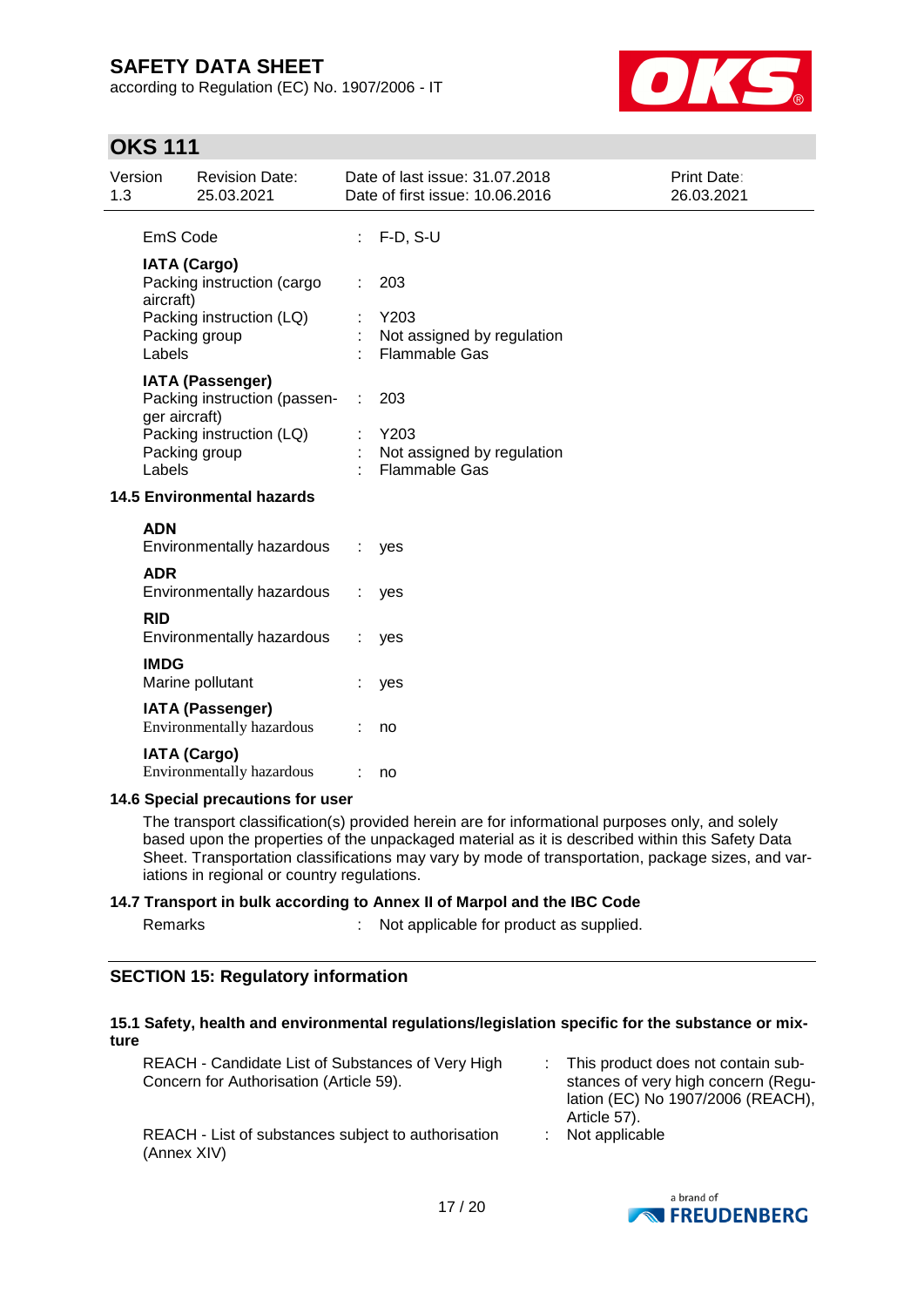EmS Code : F-D, S-U

**IATA (Cargo)**

Packing instruction (cargo aircraft) : 203

Packing instruction (LQ) : Y203

Packing group : Not assigned by regulation

Labels : Flammable Gas

**IATA (Passenger)**

Packing instruction (passenger aircraft) : 203

Packing instruction (LQ) : Y203

Packing group : Not assigned by regulation

Labels : Flammable Gas

### 14.5 Environmental hazards

**ADN**

Environmentally hazardous : yes

**ADR**

Environmentally hazardous : yes

**RID**

Environmentally hazardous : yes

**IMDG**

Marine pollutant : yes

**IATA (Passenger)**

Environmentally hazardous : no

**IATA (Cargo)**

Environmentally hazardous : no

### 14.6 Special precautions for user

The transport classification(s) provided herein are for informational purposes only, and solely based upon the properties of the unpackaged material as it is described within this Safety Data Sheet. Transportation classifications may vary by mode of transportation, package sizes, and variations in regional or country regulations.

### 14.7 Transport in bulk according to Annex II of Marpol and the IBC Code

Remarks : Not applicable for product as supplied.

## SECTION 15: Regulatory information

### 15.1 Safety, health and environmental regulations/legislation specific for the substance or mixture

REACH - Candidate List of Substances of Very High Concern for Authorisation (Article 59). : This product does not contain substances of very high concern (Regulation (EC) No 1907/2006 (REACH), Article 57).

REACH - List of substances subject to authorisation (Annex XIV) : Not applicable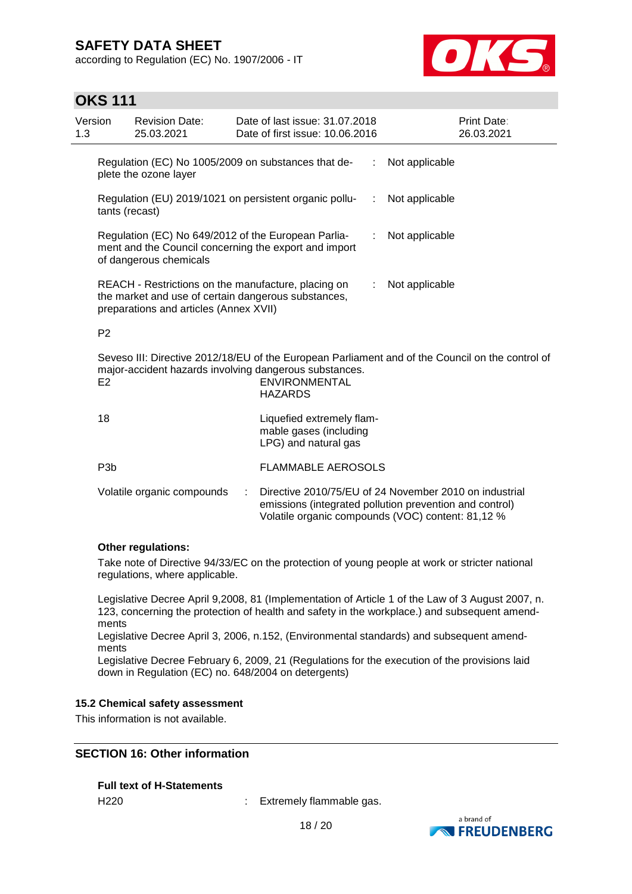| Regulation (EC) No 1005/2009 on substances that deplete the ozone layer | : | Not applicable |
|---|---|---|
| Regulation (EU) 2019/1021 on persistent organic pollutants (recast) | : | Not applicable |
| Regulation (EC) No 649/2012 of the European Parliament and the Council concerning the export and import of dangerous chemicals | : | Not applicable |
| REACH - Restrictions on the manufacture, placing on the market and use of certain dangerous substances, preparations and articles (Annex XVII) | : | Not applicable |

P2

Seveso III: Directive 2012/18/EU of the European Parliament and of the Council on the control of major-accident hazards involving dangerous substances.

| | |
|---|---|
| E2 | ENVIRONMENTAL HAZARDS |
| 18 | Liquefied extremely flammable gases (including LPG) and natural gas |
| P3b | FLAMMABLE AEROSOLS |

Volatile organic compounds : Directive 2010/75/EU of 24 November 2010 on industrial emissions (integrated pollution prevention and control)
Volatile organic compounds (VOC) content: 81,12 %

**Other regulations:**

Take note of Directive 94/33/EC on the protection of young people at work or stricter national regulations, where applicable.

Legislative Decree April 9,2008, 81 (Implementation of Article 1 of the Law of 3 August 2007, n. 123, concerning the protection of health and safety in the workplace.) and subsequent amendments
Legislative Decree April 3, 2006, n.152, (Environmental standards) and subsequent amendments
Legislative Decree February 6, 2009, 21 (Regulations for the execution of the provisions laid down in Regulation (EC) no. 648/2004 on detergents)

### 15.2 Chemical safety assessment

This information is not available.

## SECTION 16: Other information

**Full text of H-Statements**

H220 : Extremely flammable gas.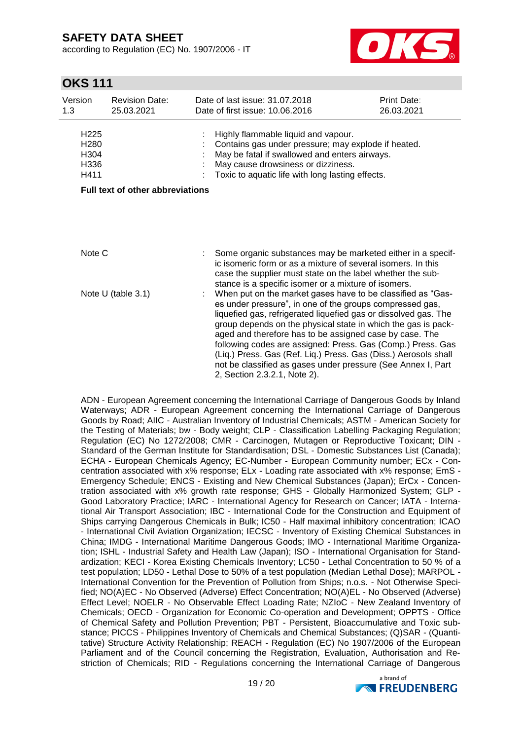| | | |
|---|---|---|
| H225 | : | Highly flammable liquid and vapour. |
| H280 | : | Contains gas under pressure; may explode if heated. |
| H304 | : | May be fatal if swallowed and enters airways. |
| H336 | : | May cause drowsiness or dizziness. |
| H411 | : | Toxic to aquatic life with long lasting effects. |

**Full text of other abbreviations**

| | | |
|---|---|---|
| Note C | : | Some organic substances may be marketed either in a specific isomeric form or as a mixture of several isomers. In this case the supplier must state on the label whether the substance is a specific isomer or a mixture of isomers. |
| Note U (table 3.1) | : | When put on the market gases have to be classified as "Gases under pressure", in one of the groups compressed gas, liquefied gas, refrigerated liquefied gas or dissolved gas. The group depends on the physical state in which the gas is packaged and therefore has to be assigned case by case. The following codes are assigned: Press. Gas (Comp.) Press. Gas (Liq.) Press. Gas (Ref. Liq.) Press. Gas (Diss.) Aerosols shall not be classified as gases under pressure (See Annex I, Part 2, Section 2.3.2.1, Note 2). |

ADN - European Agreement concerning the International Carriage of Dangerous Goods by Inland Waterways; ADR - European Agreement concerning the International Carriage of Dangerous Goods by Road; AIIC - Australian Inventory of Industrial Chemicals; ASTM - American Society for the Testing of Materials; bw - Body weight; CLP - Classification Labelling Packaging Regulation; Regulation (EC) No 1272/2008; CMR - Carcinogen, Mutagen or Reproductive Toxicant; DIN - Standard of the German Institute for Standardisation; DSL - Domestic Substances List (Canada); ECHA - European Chemicals Agency; EC-Number - European Community number; ECx - Concentration associated with x% response; ELx - Loading rate associated with x% response; EmS - Emergency Schedule; ENCS - Existing and New Chemical Substances (Japan); ErCx - Concentration associated with x% growth rate response; GHS - Globally Harmonized System; GLP - Good Laboratory Practice; IARC - International Agency for Research on Cancer; IATA - International Air Transport Association; IBC - International Code for the Construction and Equipment of Ships carrying Dangerous Chemicals in Bulk; IC50 - Half maximal inhibitory concentration; ICAO - International Civil Aviation Organization; IECSC - Inventory of Existing Chemical Substances in China; IMDG - International Maritime Dangerous Goods; IMO - International Maritime Organization; ISHL - Industrial Safety and Health Law (Japan); ISO - International Organisation for Standardization; KECI - Korea Existing Chemicals Inventory; LC50 - Lethal Concentration to 50 % of a test population; LD50 - Lethal Dose to 50% of a test population (Median Lethal Dose); MARPOL - International Convention for the Prevention of Pollution from Ships; n.o.s. - Not Otherwise Specified; NO(A)EC - No Observed (Adverse) Effect Concentration; NO(A)EL - No Observed (Adverse) Effect Level; NOELR - No Observable Effect Loading Rate; NZIoC - New Zealand Inventory of Chemicals; OECD - Organization for Economic Co-operation and Development; OPPTS - Office of Chemical Safety and Pollution Prevention; PBT - Persistent, Bioaccumulative and Toxic substance; PICCS - Philippines Inventory of Chemicals and Chemical Substances; (Q)SAR - (Quantitative) Structure Activity Relationship; REACH - Regulation (EC) No 1907/2006 of the European Parliament and of the Council concerning the Registration, Evaluation, Authorisation and Restriction of Chemicals; RID - Regulations concerning the International Carriage of Dangerous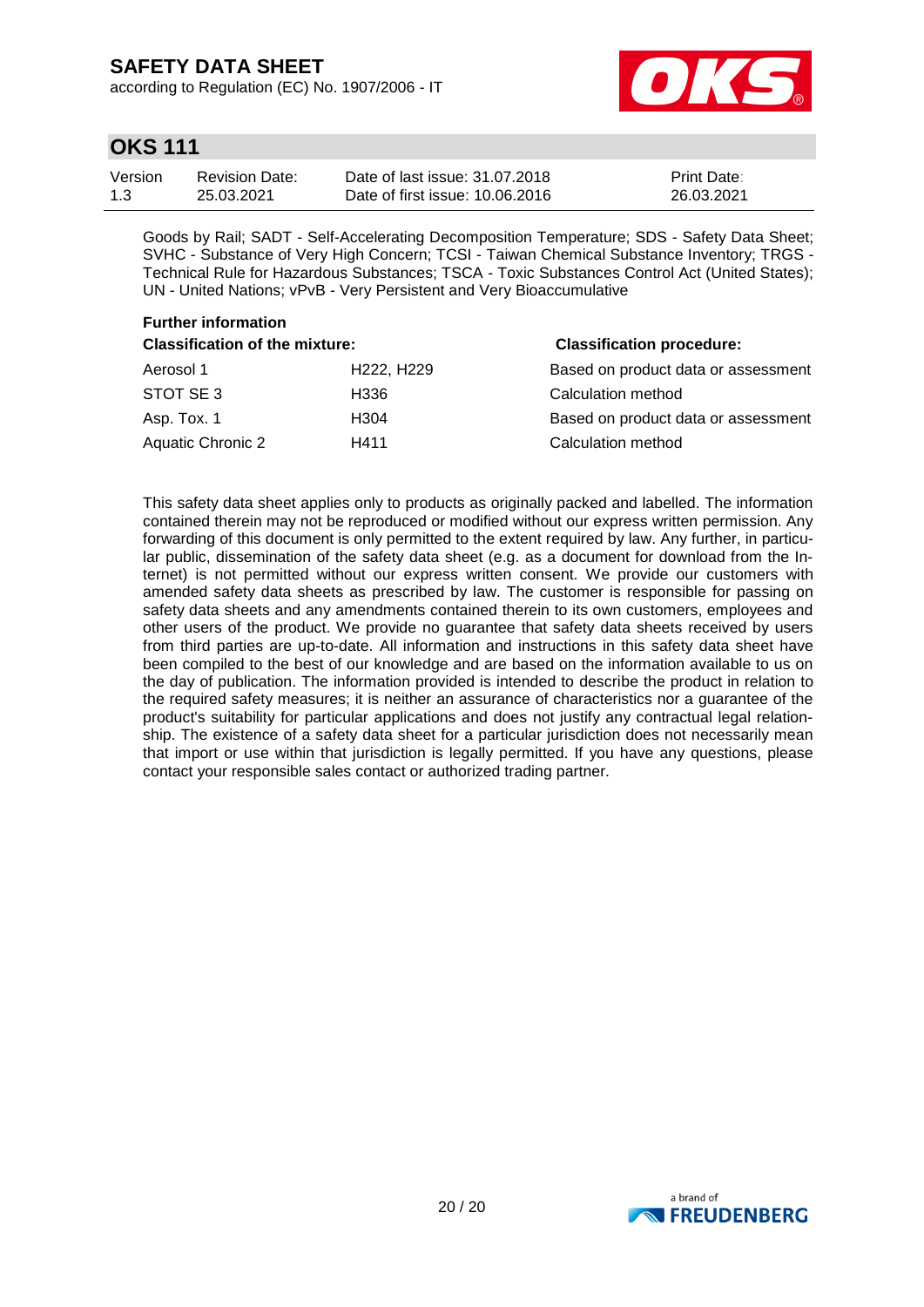Goods by Rail; SADT - Self-Accelerating Decomposition Temperature; SDS - Safety Data Sheet; SVHC - Substance of Very High Concern; TCSI - Taiwan Chemical Substance Inventory; TRGS - Technical Rule for Hazardous Substances; TSCA - Toxic Substances Control Act (United States); UN - United Nations; vPvB - Very Persistent and Very Bioaccumulative

**Further information**

| Classification of the mixture: | | Classification procedure: |
|---|---|---|
| Aerosol 1 | H222, H229 | Based on product data or assessment |
| STOT SE 3 | H336 | Calculation method |
| Asp. Tox. 1 | H304 | Based on product data or assessment |
| Aquatic Chronic 2 | H411 | Calculation method |

This safety data sheet applies only to products as originally packed and labelled. The information contained therein may not be reproduced or modified without our express written permission. Any forwarding of this document is only permitted to the extent required by law. Any further, in particular public, dissemination of the safety data sheet (e.g. as a document for download from the Internet) is not permitted without our express written consent. We provide our customers with amended safety data sheets as prescribed by law. The customer is responsible for passing on safety data sheets and any amendments contained therein to its own customers, employees and other users of the product. We provide no guarantee that safety data sheets received by users from third parties are up-to-date. All information and instructions in this safety data sheet have been compiled to the best of our knowledge and are based on the information available to us on the day of publication. The information provided is intended to describe the product in relation to the required safety measures; it is neither an assurance of characteristics nor a guarantee of the product's suitability for particular applications and does not justify any contractual legal relationship. The existence of a safety data sheet for a particular jurisdiction does not necessarily mean that import or use within that jurisdiction is legally permitted. If you have any questions, please contact your responsible sales contact or authorized trading partner.